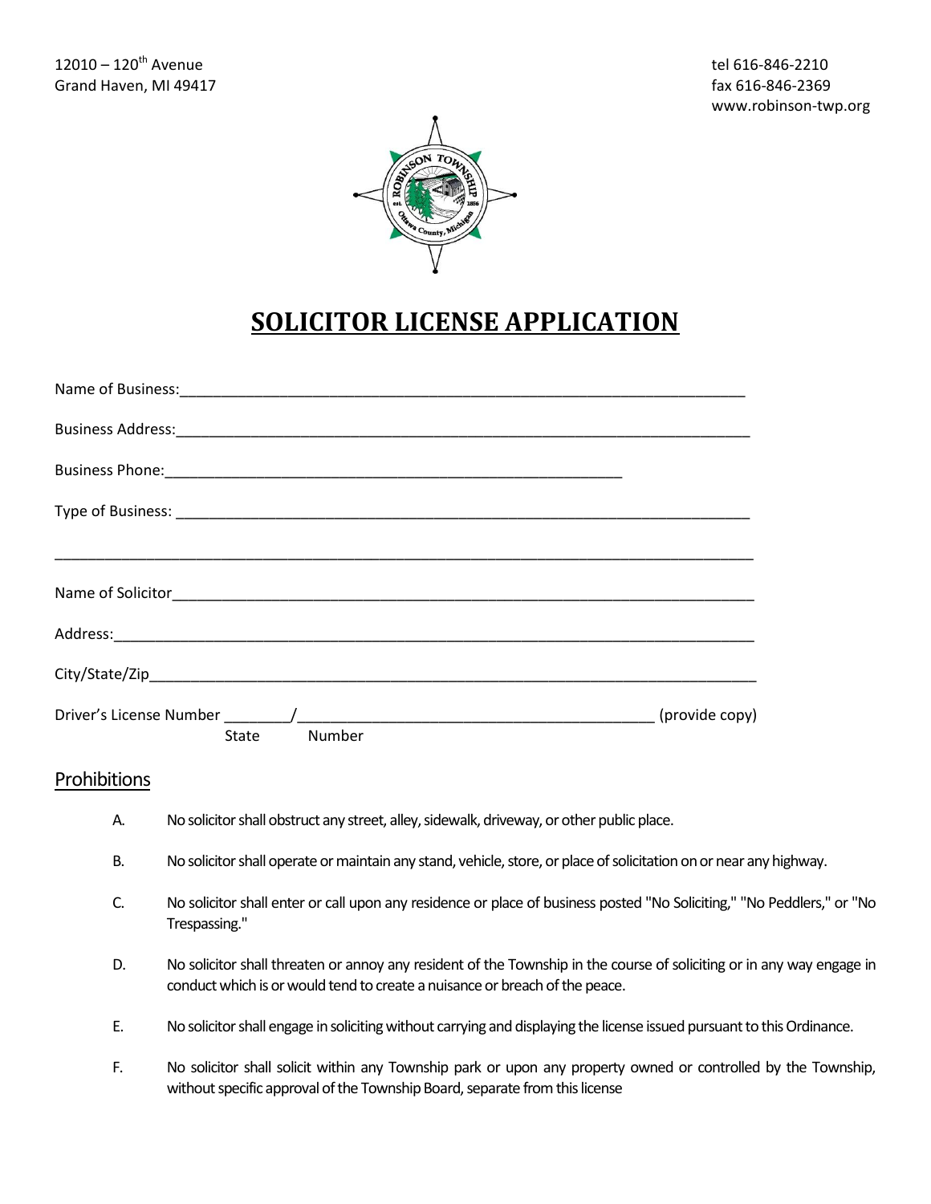12010 – 120th Avenue
Grand Haven, MI 49417

tel 616-846-2210
fax 616-846-2369
www.robinson-twp.org

# SOLICITOR LICENSE APPLICATION

Name of Business:_______________________________________________________________________

Business Address:_______________________________________________________________________

Business Phone:_________________________________________________________

Type of Business: _______________________________________________________________________

_________________________________________________________________________________________

Name of Solicitor_________________________________________________________________________

Address:________________________________________________________________________________

City/State/Zip____________________________________________________________________________

Driver's License Number ________/____________________________________________ (provide copy)
State Number

## Prohibitions

A. No solicitor shall obstruct any street, alley, sidewalk, driveway, or other public place.

B. No solicitor shall operate or maintain any stand, vehicle, store, or place of solicitation on or near any highway.

C. No solicitor shall enter or call upon any residence or place of business posted "No Soliciting," "No Peddlers," or "No Trespassing."

D. No solicitor shall threaten or annoy any resident of the Township in the course of soliciting or in any way engage in conduct which is or would tend to create a nuisance or breach of the peace.

E. No solicitor shall engage in soliciting without carrying and displaying the license issued pursuant to this Ordinance.

F. No solicitor shall solicit within any Township park or upon any property owned or controlled by the Township, without specific approval of the Township Board, separate from this license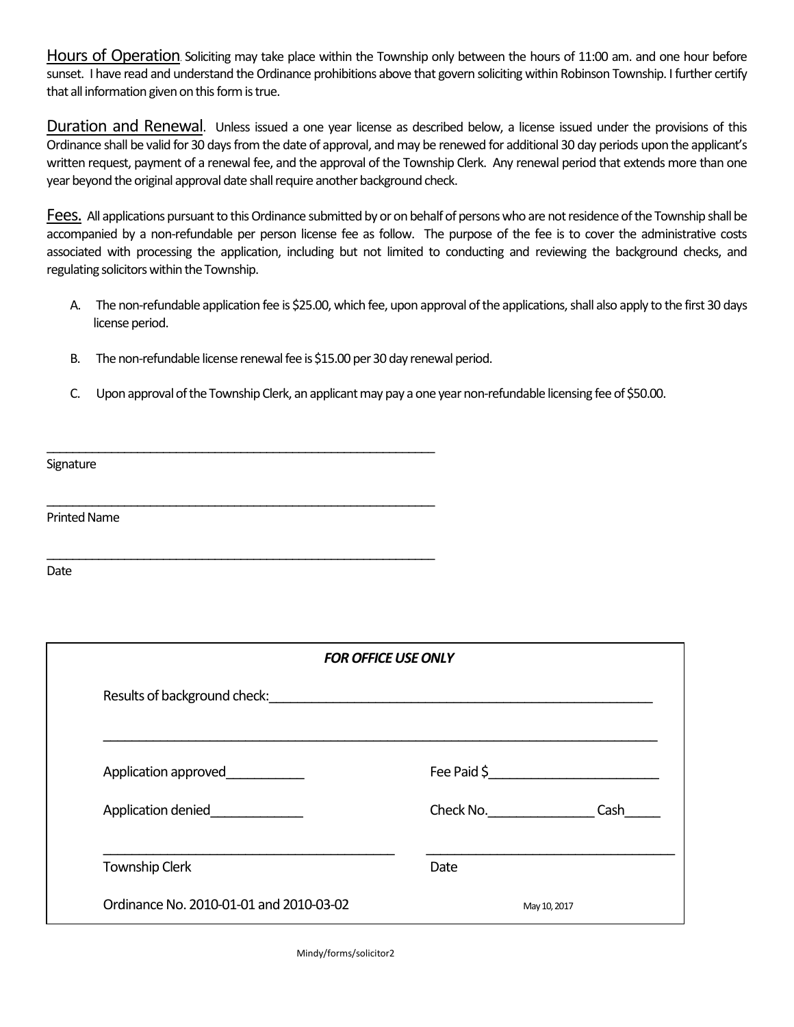**Hours of Operation**. Soliciting may take place within the Township only between the hours of 11:00 am. and one hour before sunset. I have read and understand the Ordinance prohibitions above that govern soliciting within Robinson Township. I further certify that all information given on this form is true.

**Duration and Renewal**. Unless issued a one year license as described below, a license issued under the provisions of this Ordinance shall be valid for 30 days from the date of approval, and may be renewed for additional 30 day periods upon the applicant's written request, payment of a renewal fee, and the approval of the Township Clerk. Any renewal period that extends more than one year beyond the original approval date shall require another background check.

**Fees.** All applications pursuant to this Ordinance submitted by or on behalf of persons who are not residence of the Township shall be accompanied by a non-refundable per person license fee as follow. The purpose of the fee is to cover the administrative costs associated with processing the application, including but not limited to conducting and reviewing the background checks, and regulating solicitors within the Township.

A. The non-refundable application fee is $25.00, which fee, upon approval of the applications, shall also apply to the first 30 days license period.

B. The non-refundable license renewal fee is $15.00 per 30 day renewal period.

C. Upon approval of the Township Clerk, an applicant may pay a one year non-refundable licensing fee of $50.00.

______________________________________________________________
Signature

______________________________________________________________
Printed Name

______________________________________________________________
Date

***FOR OFFICE USE ONLY***

Results of background check:_______________________________________________________

_____________________________________________________________________________

Application approved___________ Fee Paid $________________________

Application denied_____________ Check No._______________ Cash_____

________________________________________ ________________________________
Township Clerk Date

Ordinance No. 2010-01-01 and 2010-03-02 May 10, 2017

Mindy/forms/solicitor2